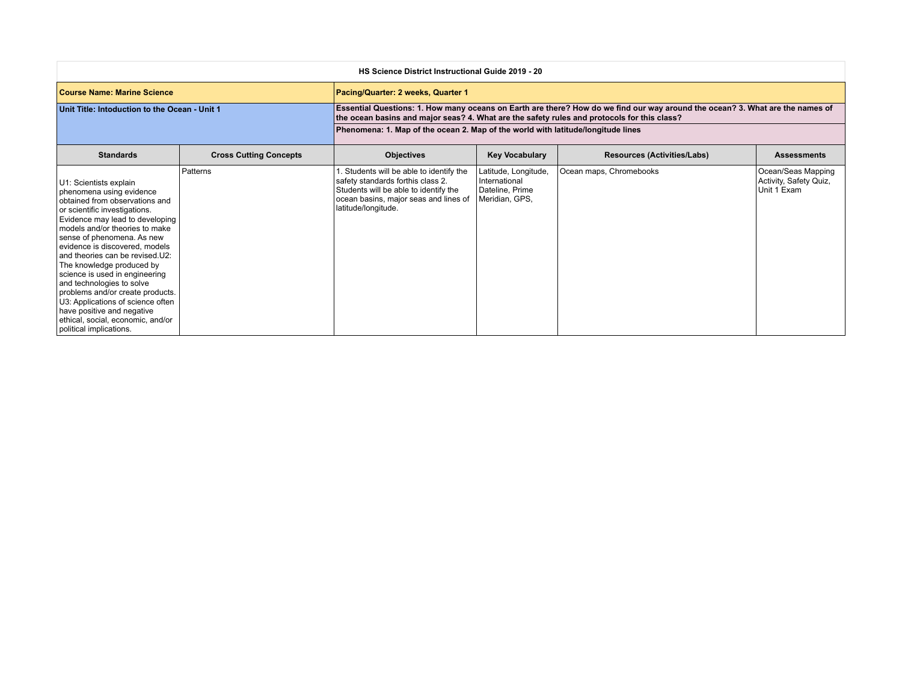**HS Science District Instructional Guide 2019 - 20**

| | |
|---|---|
| **Course Name: Marine Science** | **Pacing/Quarter: 2 weeks, Quarter 1** |
| **Unit Title: Intoduction to the Ocean - Unit 1** | **Essential Questions: 1. How many oceans on Earth are there? How do we find our way around the ocean? 3. What are the names of the ocean basins and major seas? 4. What are the safety rules and protocols for this class?** |
| | **Phenomena: 1. Map of the ocean 2. Map of the world with latitude/longitude lines** |

| Standards | Cross Cutting Concepts | Objectives | Key Vocabulary | Resources (Activities/Labs) | Assessments |
|---|---|---|---|---|---|
| U1: Scientists explain phenomena using evidence obtained from observations and or scientific investigations. Evidence may lead to developing models and/or theories to make sense of phenomena. As new evidence is discovered, models and theories can be revised.U2: The knowledge produced by science is used in engineering and technologies to solve problems and/or create products. U3: Applications of science often have positive and negative ethical, social, economic, and/or political implications. | Patterns | 1. Students will be able to identify the safety standards forthis class 2. Students will be able to identify the ocean basins, major seas and lines of latitude/longitude. | Latitude, Longitude, International Dateline, Prime Meridian, GPS, | Ocean maps, Chromebooks | Ocean/Seas Mapping Activity, Safety Quiz, Unit 1 Exam |